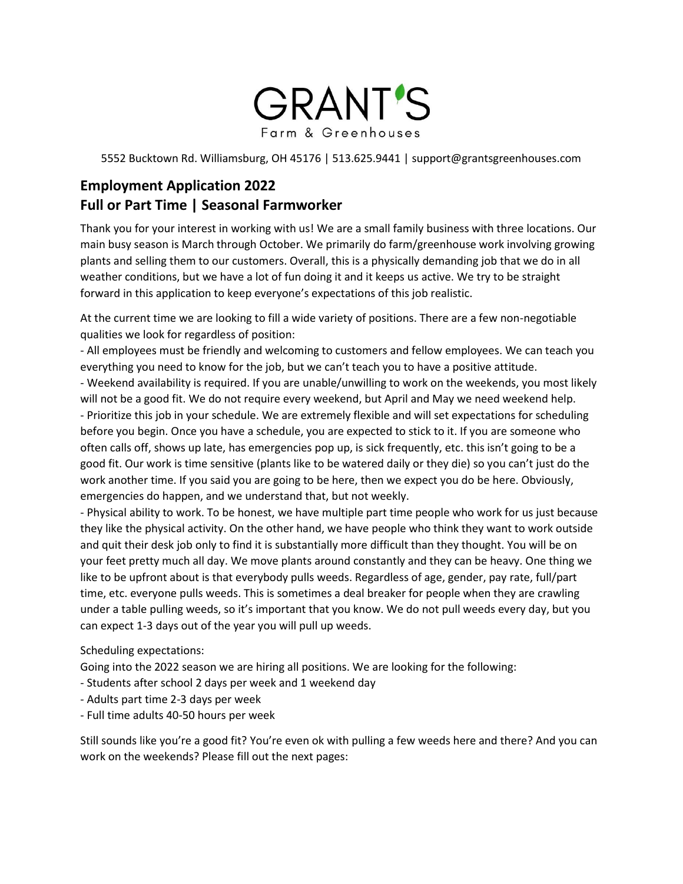# GRANT'S

Farm & Greenhouses

5552 Bucktown Rd. Williamsburg, OH 45176 | 513.625.9441 | support@grantsgreenhouses.com

## Employment Application 2022
## Full or Part Time | Seasonal Farmworker

Thank you for your interest in working with us! We are a small family business with three locations. Our main busy season is March through October. We primarily do farm/greenhouse work involving growing plants and selling them to our customers. Overall, this is a physically demanding job that we do in all weather conditions, but we have a lot of fun doing it and it keeps us active. We try to be straight forward in this application to keep everyone's expectations of this job realistic.

At the current time we are looking to fill a wide variety of positions. There are a few non-negotiable qualities we look for regardless of position:

- All employees must be friendly and welcoming to customers and fellow employees. We can teach you everything you need to know for the job, but we can't teach you to have a positive attitude.
- Weekend availability is required. If you are unable/unwilling to work on the weekends, you most likely will not be a good fit. We do not require every weekend, but April and May we need weekend help.
- Prioritize this job in your schedule. We are extremely flexible and will set expectations for scheduling before you begin. Once you have a schedule, you are expected to stick to it. If you are someone who often calls off, shows up late, has emergencies pop up, is sick frequently, etc. this isn't going to be a good fit. Our work is time sensitive (plants like to be watered daily or they die) so you can't just do the work another time. If you said you are going to be here, then we expect you do be here. Obviously, emergencies do happen, and we understand that, but not weekly.
- Physical ability to work. To be honest, we have multiple part time people who work for us just because they like the physical activity. On the other hand, we have people who think they want to work outside and quit their desk job only to find it is substantially more difficult than they thought. You will be on your feet pretty much all day. We move plants around constantly and they can be heavy. One thing we like to be upfront about is that everybody pulls weeds. Regardless of age, gender, pay rate, full/part time, etc. everyone pulls weeds. This is sometimes a deal breaker for people when they are crawling under a table pulling weeds, so it's important that you know. We do not pull weeds every day, but you can expect 1-3 days out of the year you will pull up weeds.

Scheduling expectations:

Going into the 2022 season we are hiring all positions. We are looking for the following:

- Students after school 2 days per week and 1 weekend day
- Adults part time 2-3 days per week
- Full time adults 40-50 hours per week

Still sounds like you're a good fit? You're even ok with pulling a few weeds here and there? And you can work on the weekends? Please fill out the next pages: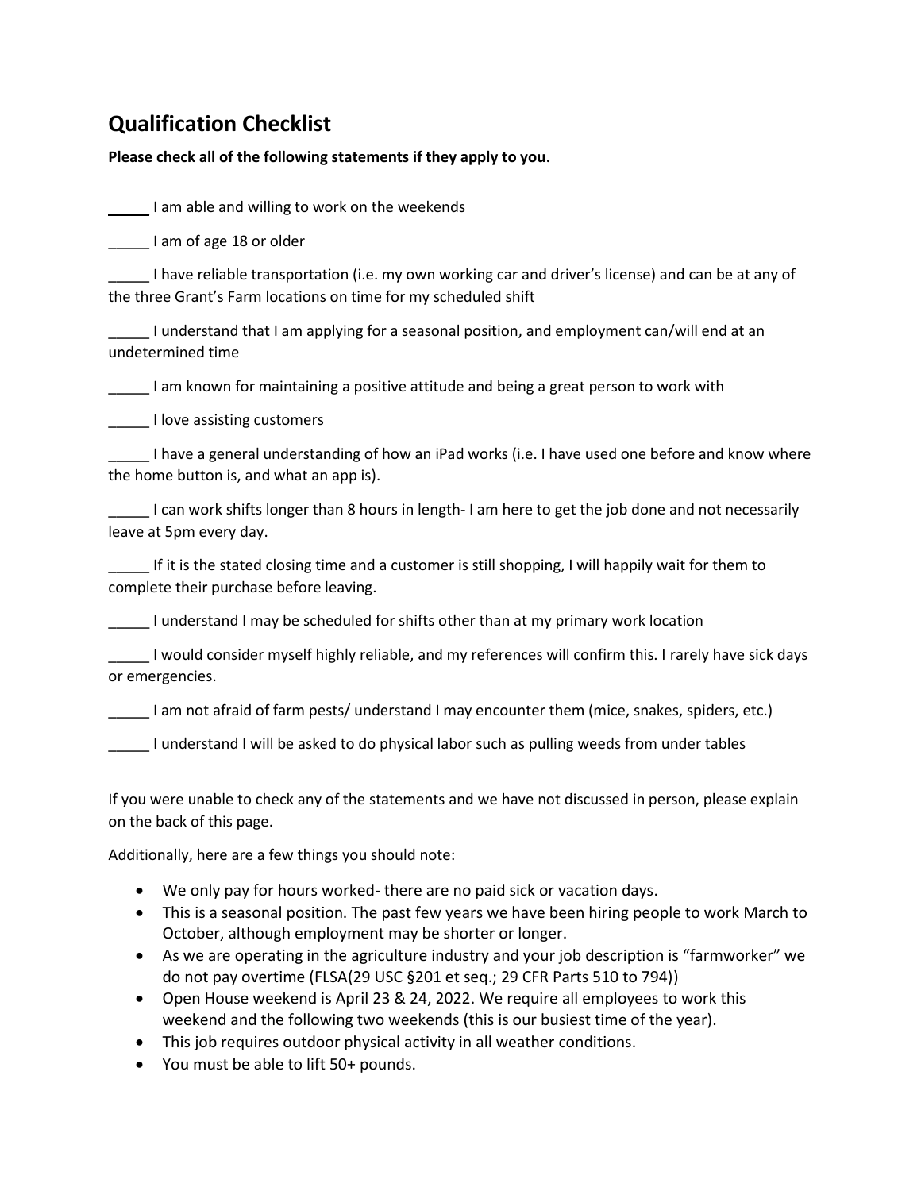## Qualification Checklist

**Please check all of the following statements if they apply to you.**

_____ I am able and willing to work on the weekends

_____ I am of age 18 or older

_____ I have reliable transportation (i.e. my own working car and driver's license) and can be at any of the three Grant's Farm locations on time for my scheduled shift

_____ I understand that I am applying for a seasonal position, and employment can/will end at an undetermined time

_____ I am known for maintaining a positive attitude and being a great person to work with

_____ I love assisting customers

_____ I have a general understanding of how an iPad works (i.e. I have used one before and know where the home button is, and what an app is).

_____ I can work shifts longer than 8 hours in length- I am here to get the job done and not necessarily leave at 5pm every day.

_____ If it is the stated closing time and a customer is still shopping, I will happily wait for them to complete their purchase before leaving.

_____ I understand I may be scheduled for shifts other than at my primary work location

_____ I would consider myself highly reliable, and my references will confirm this. I rarely have sick days or emergencies.

_____ I am not afraid of farm pests/ understand I may encounter them (mice, snakes, spiders, etc.)

_____ I understand I will be asked to do physical labor such as pulling weeds from under tables

If you were unable to check any of the statements and we have not discussed in person, please explain on the back of this page.

Additionally, here are a few things you should note:

- We only pay for hours worked- there are no paid sick or vacation days.
- This is a seasonal position. The past few years we have been hiring people to work March to October, although employment may be shorter or longer.
- As we are operating in the agriculture industry and your job description is "farmworker" we do not pay overtime (FLSA(29 USC §201 et seq.; 29 CFR Parts 510 to 794))
- Open House weekend is April 23 & 24, 2022. We require all employees to work this weekend and the following two weekends (this is our busiest time of the year).
- This job requires outdoor physical activity in all weather conditions.
- You must be able to lift 50+ pounds.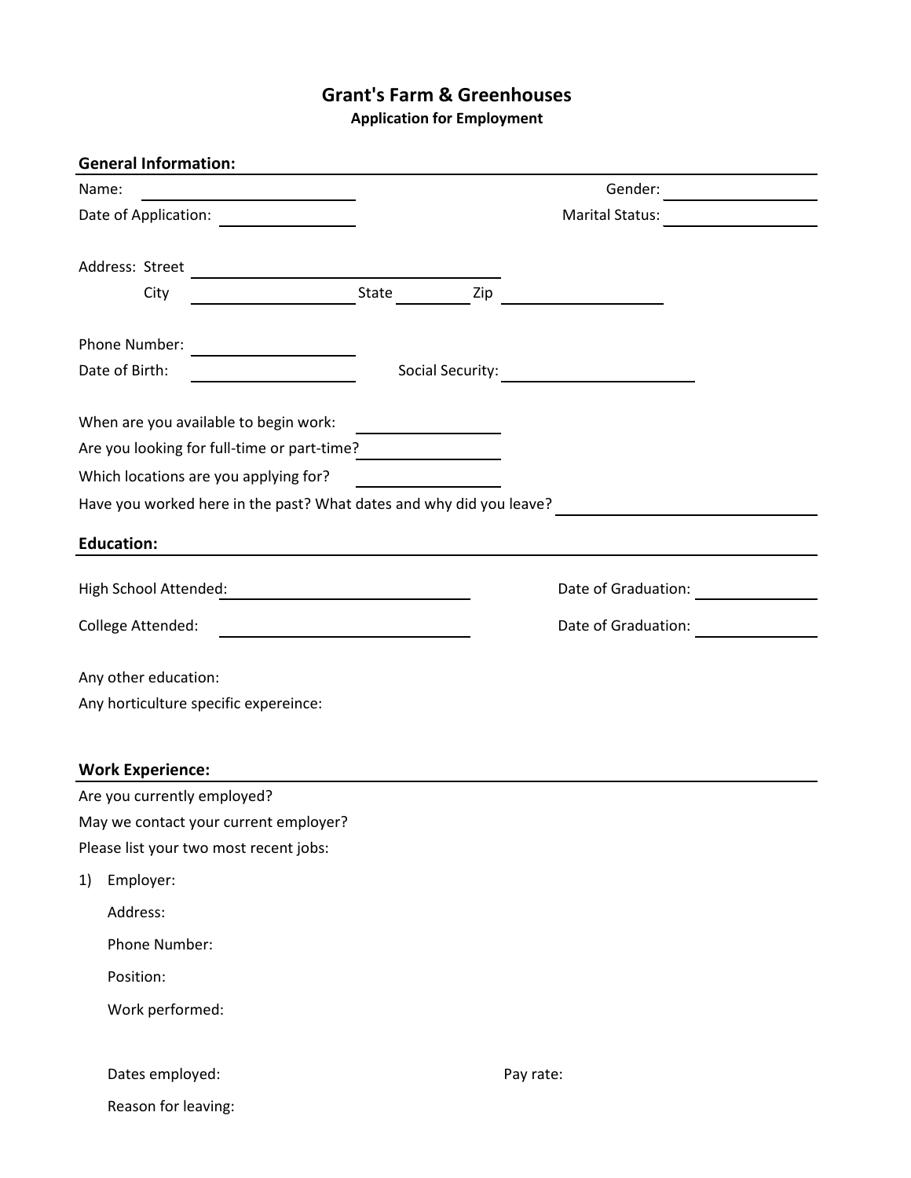# Grant's Farm & Greenhouses

### Application for Employment

## General Information:

Name: ______________________ Gender: ______________

Date of Application: ______________ Marital Status: ______________

Address: Street ______________________________

City ______________ State ________ Zip ______________

Phone Number: ______________

Date of Birth: ______________ Social Security: ______________

When are you available to begin work: ______________

Are you looking for full-time or part-time? ______________

Which locations are you applying for? ______________

Have you worked here in the past? What dates and why did you leave? ______________

## Education:

High School Attended: ______________________ Date of Graduation: ______________

College Attended: ______________________ Date of Graduation: ______________

Any other education:

Any horticulture specific expereince:

## Work Experience:

Are you currently employed?

May we contact your current employer?

Please list your two most recent jobs:

1) Employer:

   Address:

   Phone Number:

   Position:

   Work performed:

   Dates employed: Pay rate:

   Reason for leaving: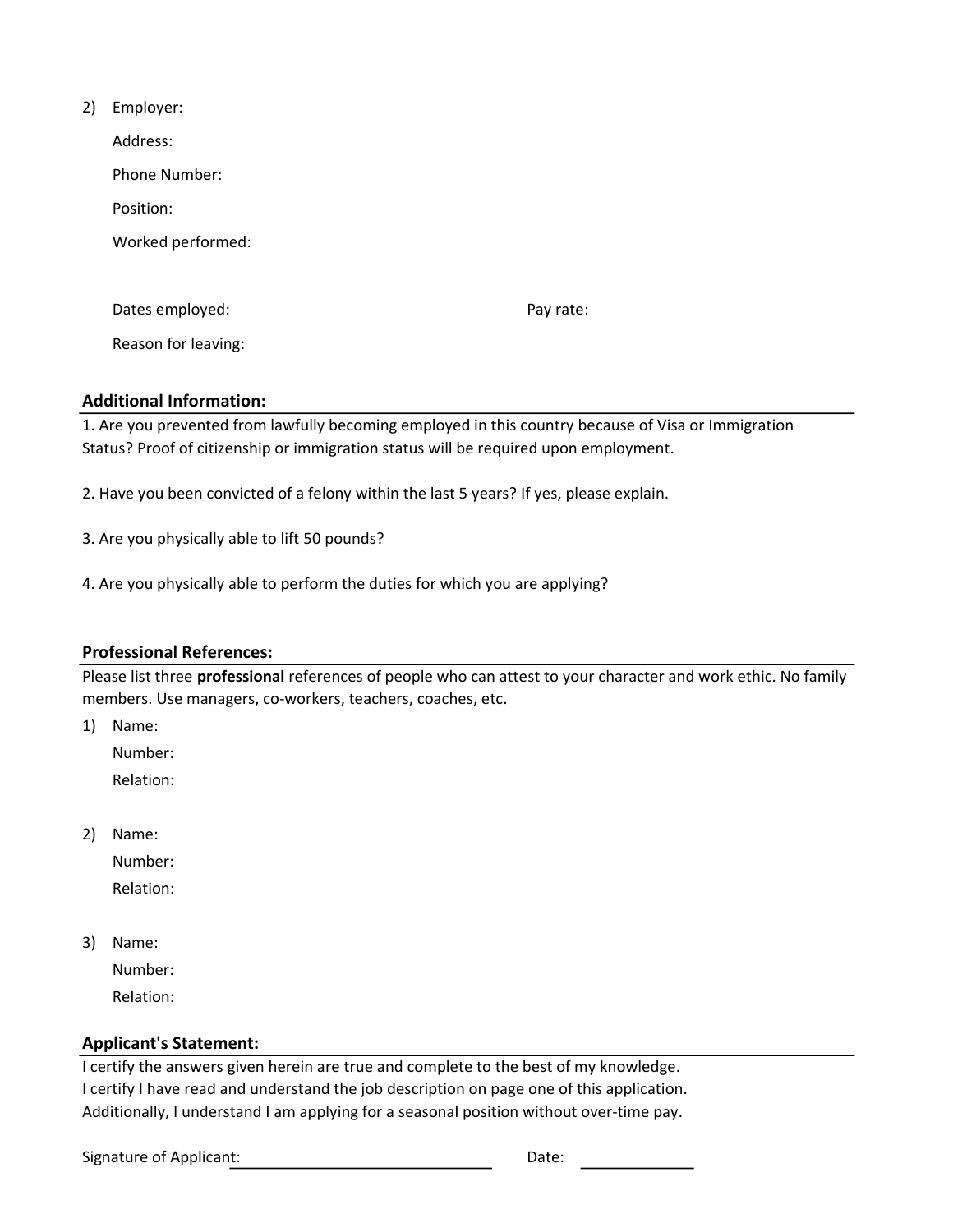2) Employer:

   Address:

   Phone Number:

   Position:

   Worked performed:

   Dates employed: Pay rate:

   Reason for leaving:

## Additional Information:

1. Are you prevented from lawfully becoming employed in this country because of Visa or Immigration Status? Proof of citizenship or immigration status will be required upon employment.

2. Have you been convicted of a felony within the last 5 years? If yes, please explain.

3. Are you physically able to lift 50 pounds?

4. Are you physically able to perform the duties for which you are applying?

## Professional References:

Please list three **professional** references of people who can attest to your character and work ethic. No family members. Use managers, co-workers, teachers, coaches, etc.

1) Name:

   Number:

   Relation:

2) Name:

   Number:

   Relation:

3) Name:

   Number:

   Relation:

## Applicant's Statement:

I certify the answers given herein are true and complete to the best of my knowledge.
I certify I have read and understand the job description on page one of this application.
Additionally, I understand I am applying for a seasonal position without over-time pay.

Signature of Applicant: ______________________ Date: __________